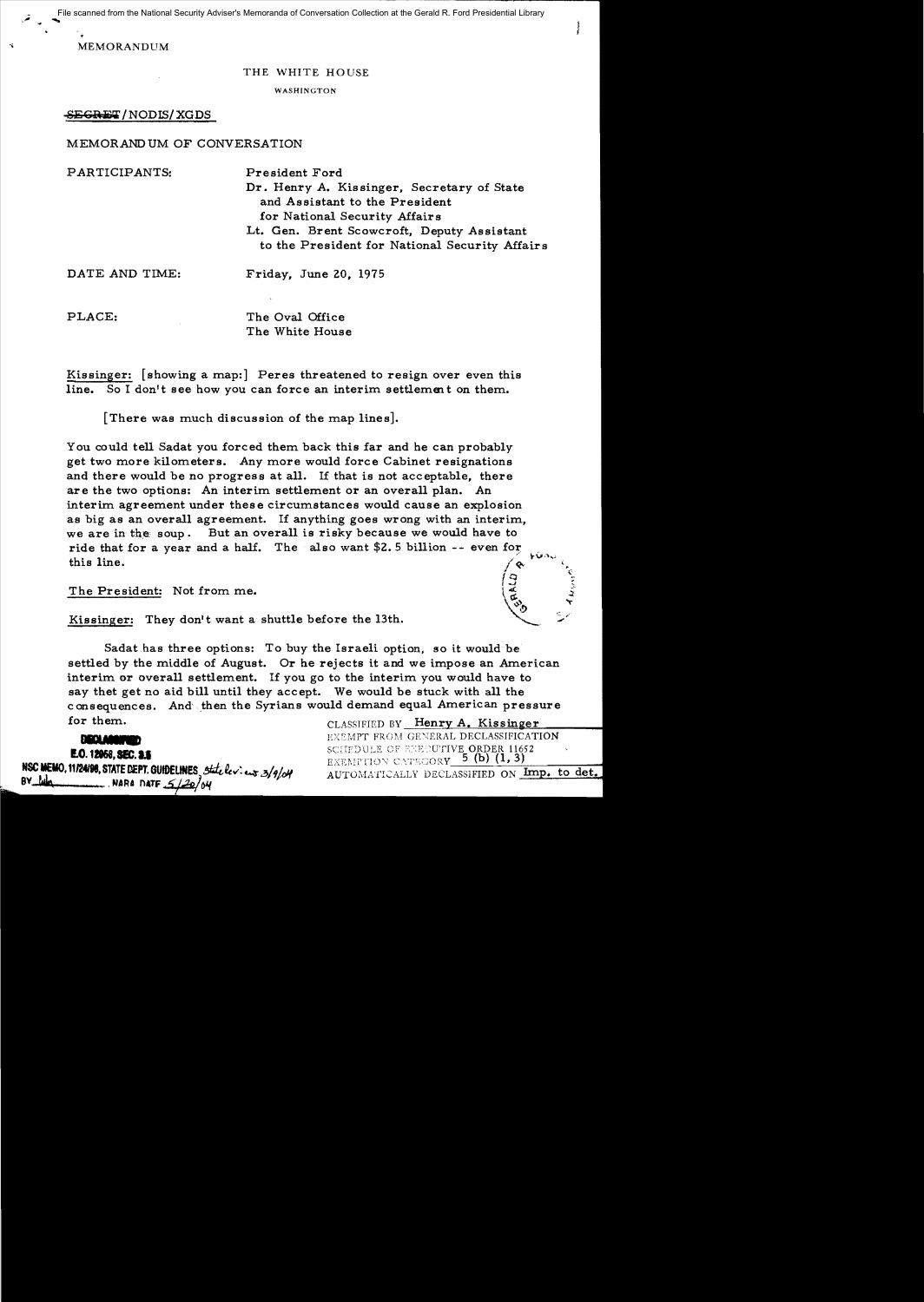File scanned from the National Security Adviser's Memoranda of Conversation Collection at the Gerald R. Ford Presidential Library

MEMORANDUM

THE WHITE HOUSE

WASHINGTON

~~SECRET~~/NODIS/XGDS

MEMORANDUM OF CONVERSATION

PARTICIPANTS: President Ford
Dr. Henry A. Kissinger, Secretary of State and Assistant to the President for National Security Affairs
Lt. Gen. Brent Scowcroft, Deputy Assistant to the President for National Security Affairs

DATE AND TIME: Friday, June 20, 1975

PLACE: The Oval Office
The White House

Kissinger: [showing a map:] Peres threatened to resign over even this line. So I don't see how you can force an interim settlement on them.

[There was much discussion of the map lines].

You could tell Sadat you forced them back this far and he can probably get two more kilometers. Any more would force Cabinet resignations and there would be no progress at all. If that is not acceptable, there are the two options: An interim settlement or an overall plan. An interim agreement under these circumstances would cause an explosion as big as an overall agreement. If anything goes wrong with an interim, we are in the soup. But an overall is risky because we would have to ride that for a year and a half. The also want $2.5 billion -- even for this line.

The President: Not from me.

Kissinger: They don't want a shuttle before the 13th.

Sadat has three options: To buy the Israeli option, so it would be settled by the middle of August. Or he rejects it and we impose an American interim or overall settlement. If you go to the interim you would have to say thet get no aid bill until they accept. We would be stuck with all the consequences. And then the Syrians would demand equal American pressure for them.

CLASSIFIED BY Henry A. Kissinger
EXEMPT FROM GENERAL DECLASSIFICATION
SCHEDULE OF EXECUTIVE ORDER 11652
EXEMPTION CATEGORY 5 (b) (1, 3)
AUTOMATICALLY DECLASSIFIED ON Imp. to det.

DECLASSIFIED
E.O. 12958, SEC. 3.5
NSC MEMO, 11/24/98, STATE DEPT. GUIDELINES State lev. 3/9/04
BY ___ NARA DATE 5/20/04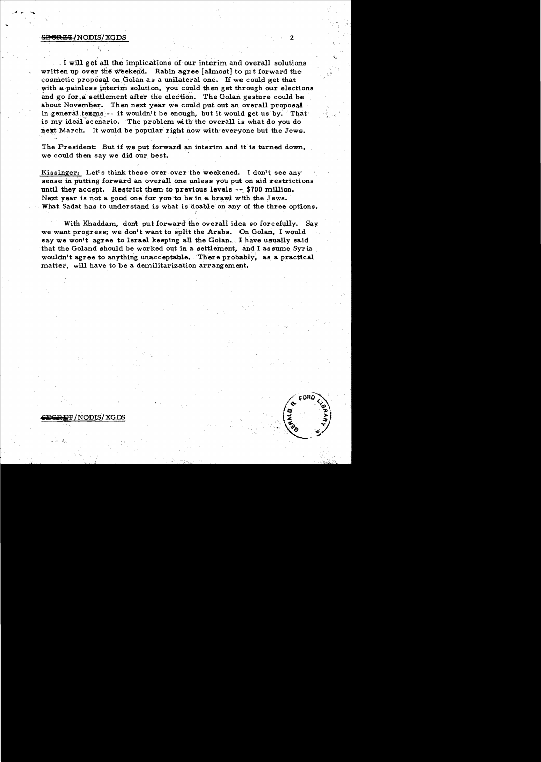I will get all the implications of our interim and overall solutions written up over the weekend. Rabin agree [almost] to put forward the cosmetic proposal on Golan as a unilateral one. If we could get that with a painless interim solution, you could then get through our elections and go for a settlement after the election. The Golan gesture could be about November. Then next year we could put out an overall proposal in general terms -- it wouldn't be enough, but it would get us by. That is my ideal scenario. The problem with the overall is what do you do next March. It would be popular right now with everyone but the Jews.

The President: But if we put forward an interim and it is turned down, we could then say we did our best.

Kissinger: Let's think these over over the weekend. I don't see any sense in putting forward an overall one unless you put on aid restrictions until they accept. Restrict them to previous levels -- $700 million. Next year is not a good one for you to be in a brawl with the Jews. What Sadat has to understand is what is doable on any of the three options.

With Khaddam, don't put forward the overall idea so forcefully. Say we want progress; we don't want to split the Arabs. On Golan, I would say we won't agree to Israel keeping all the Golan. I have usually said that the Goland should be worked out in a settlement, and I assume Syria wouldn't agree to anything unacceptable. There probably, as a practical matter, will have to be a demilitarization arrangement.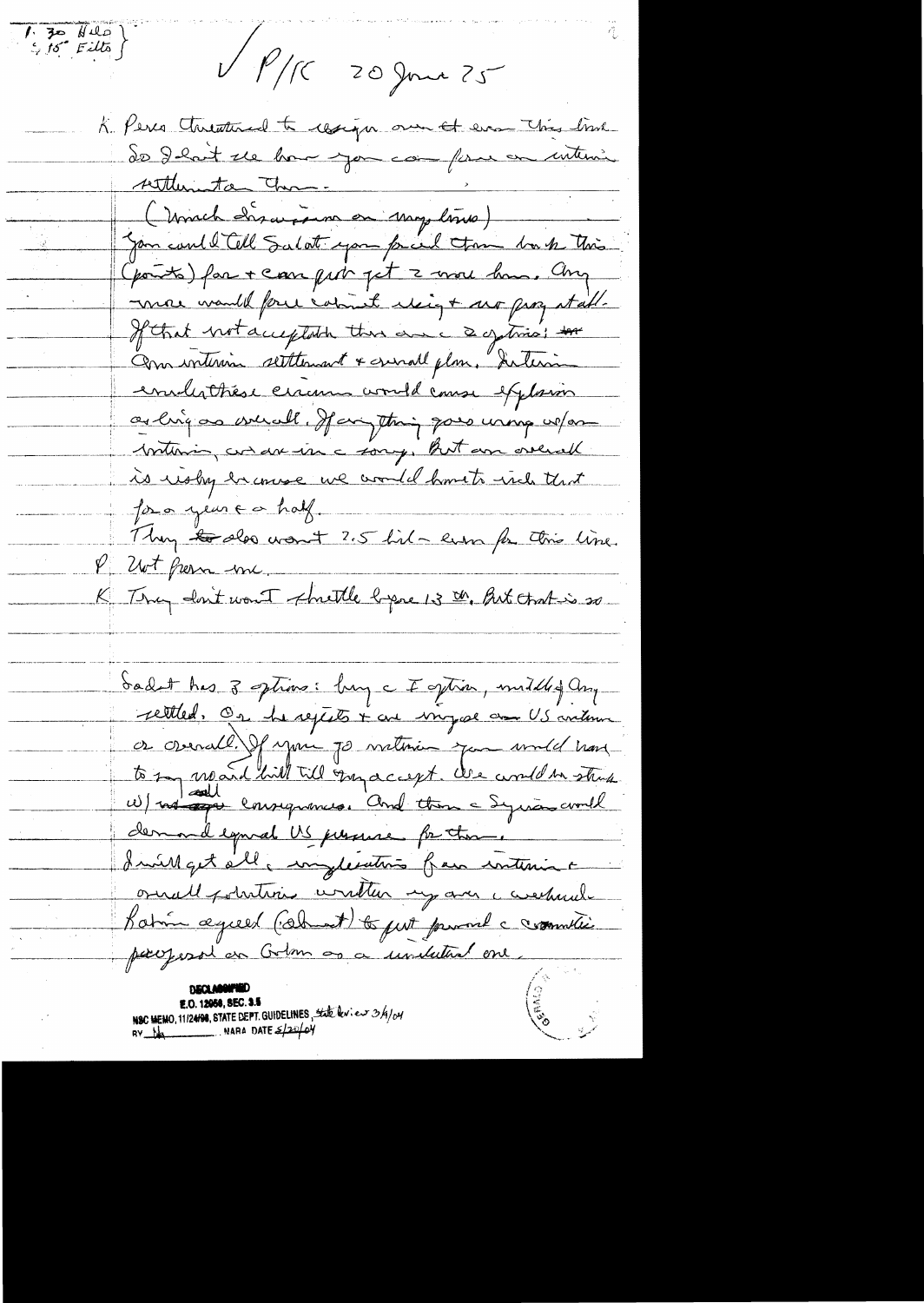1.30 Helo }
4.15 Eilts }

✓ P/K 20 June 75

K. Peres threatened to resign over it even this time. So I don't see how you can force an interim settlement on them.

(Much discussion on map lines)

You could tell Sadat you pushed them back this (points) far + can push get 2 more km. Any more would force cabinet resign + no prog at all.

If that not acceptable there are 2 options: Aim interim settlement + overall plan. Interim under these circums would cause explosion as big as overall. If anything goes wrong w/an interim, we are in a sorry. But an overall is risky because we would have to ride that for a year & a half.

They also want 2.5 bil — even for this line.

P. Not from me.

K. They don't want shuttle before 1.3 ~~??~~. But that is so

Sadat has 3 options: buy the I option, unlikely any settled. Or he rejects & we impose an US interim or overall. If you go interim you would have to say no aid bill till they accept. We would be stuck w/ all consequences. And then the Syrians would demand equal US pressure for them.

I will get all the implications for an interim & overall solution written up over the weekend.

Rabin agreed (Schmidt) to put forward the committee proposal on Golan as a unilateral one.

DECLASSIFIED
E.O. 12958, SEC. 3.5
NSC MEMO, 11/24/98, STATE DEPT. GUIDELINES, State Review 3/9/04
BY dal NARA DATE 5/20/04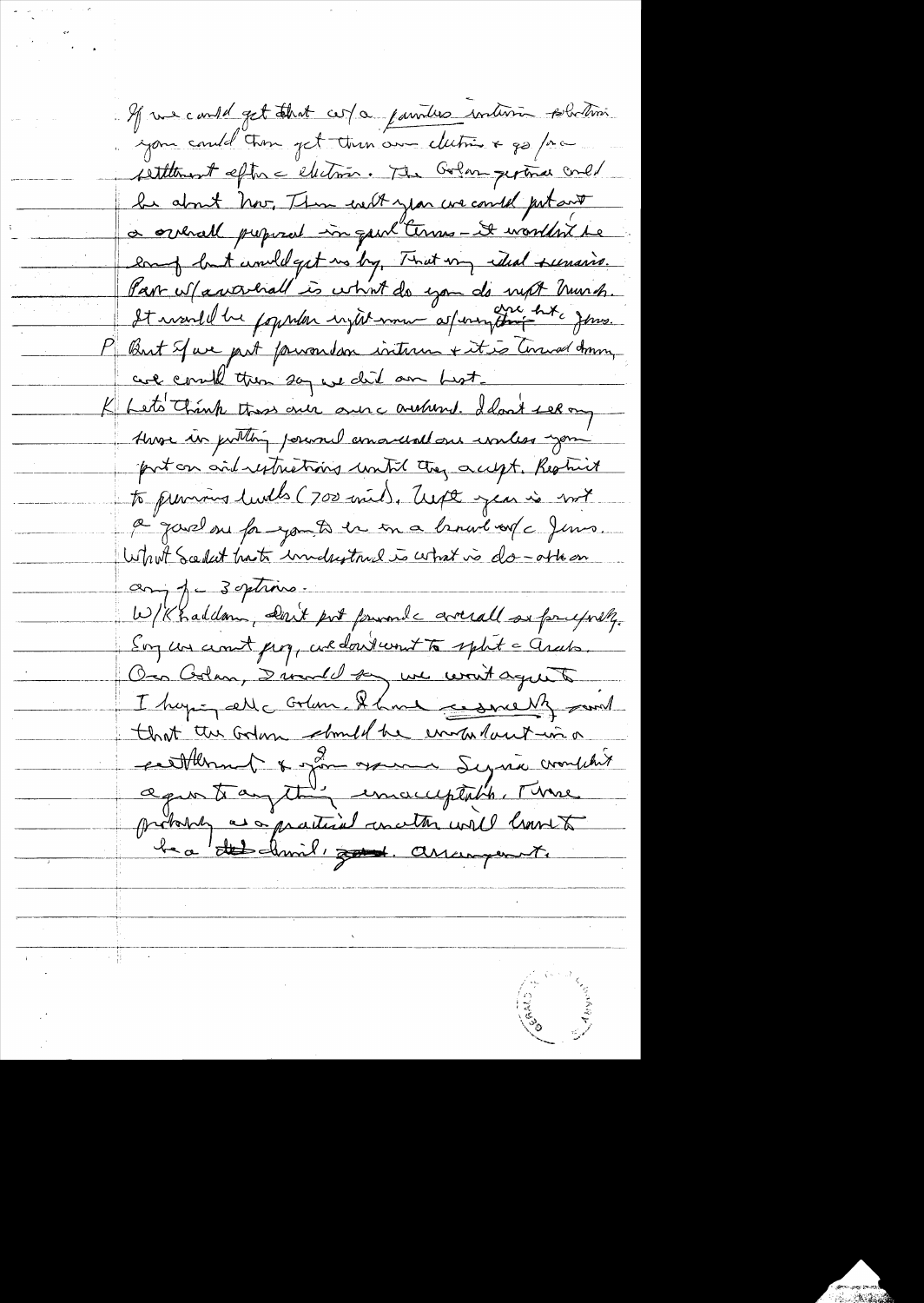If we could get that w/a parties interim solution you could then get thru our election & go for a settlement after election. The Golan portion could be about now. Then next year we could put out a overall proposal in general terms – It wouldn't be long but would get us by. That my ideal scenario. Part w/overall is what do you do next March. It would be popular right now w/everything except the Jews.

P But if we put forward interim & it is turned down, we could then say we did our best.

K Let's think this over over weekend. I don't see any sense in putting forward overall one unless you put on aid restrictions until they accept. Restrict to previous levels (700 mil). Next year is not a good one for you to be in a brawl w/the Jews. What Sadat has to understand is what is do-able on any of the 3 options.

W/Khaddam, don't put forward overall so forcefully. Say we want prog., we don't want to split the Arabs. On Golan, I would say we won't agree to [unclear] all the Golan. I have said secretly [unclear] that the Golan should be included in a settlement & [unclear] assume Syria wouldn't agree to anything unacceptable. There probably as a practical matter will have to be a [unclear] arrangement.